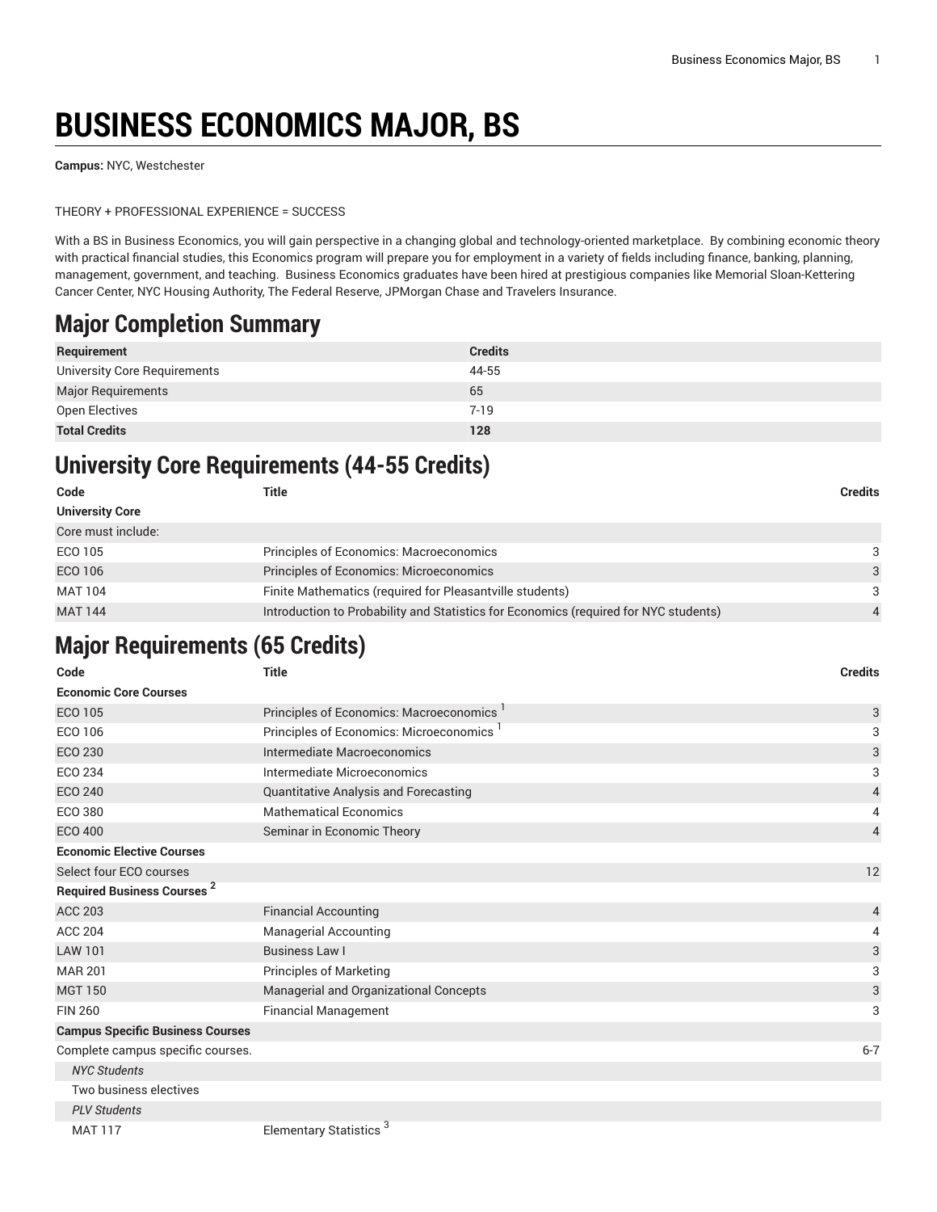# BUSINESS ECONOMICS MAJOR, BS

**Campus:** NYC, Westchester

THEORY + PROFESSIONAL EXPERIENCE = SUCCESS

With a BS in Business Economics, you will gain perspective in a changing global and technology-oriented marketplace. By combining economic theory with practical financial studies, this Economics program will prepare you for employment in a variety of fields including finance, banking, planning, management, government, and teaching. Business Economics graduates have been hired at prestigious companies like Memorial Sloan-Kettering Cancer Center, NYC Housing Authority, The Federal Reserve, JPMorgan Chase and Travelers Insurance.

## Major Completion Summary

| Requirement | Credits |
|---|---|
| University Core Requirements | 44-55 |
| Major Requirements | 65 |
| Open Electives | 7-19 |
| **Total Credits** | **128** |

## University Core Requirements (44-55 Credits)

| Code | Title | Credits |
|---|---|---|
| **University Core** | | |
| Core must include: | | |
| ECO 105 | Principles of Economics: Macroeconomics | 3 |
| ECO 106 | Principles of Economics: Microeconomics | 3 |
| MAT 104 | Finite Mathematics (required for Pleasantville students) | 3 |
| MAT 144 | Introduction to Probability and Statistics for Economics (required for NYC students) | 4 |

## Major Requirements (65 Credits)

| Code | Title | Credits |
|---|---|---|
| **Economic Core Courses** | | |
| ECO 105 | Principles of Economics: Macroeconomics [1] | 3 |
| ECO 106 | Principles of Economics: Microeconomics [1] | 3 |
| ECO 230 | Intermediate Macroeconomics | 3 |
| ECO 234 | Intermediate Microeconomics | 3 |
| ECO 240 | Quantitative Analysis and Forecasting | 4 |
| ECO 380 | Mathematical Economics | 4 |
| ECO 400 | Seminar in Economic Theory | 4 |
| **Economic Elective Courses** | | |
| Select four ECO courses | | 12 |
| **Required Business Courses [2]** | | |
| ACC 203 | Financial Accounting | 4 |
| ACC 204 | Managerial Accounting | 4 |
| LAW 101 | Business Law I | 3 |
| MAR 201 | Principles of Marketing | 3 |
| MGT 150 | Managerial and Organizational Concepts | 3 |
| FIN 260 | Financial Management | 3 |
| **Campus Specific Business Courses** | | |
| Complete campus specific courses. | | 6-7 |
| *NYC Students* | | |
| Two business electives | | |
| *PLV Students* | | |
| MAT 117 | Elementary Statistics [3] | |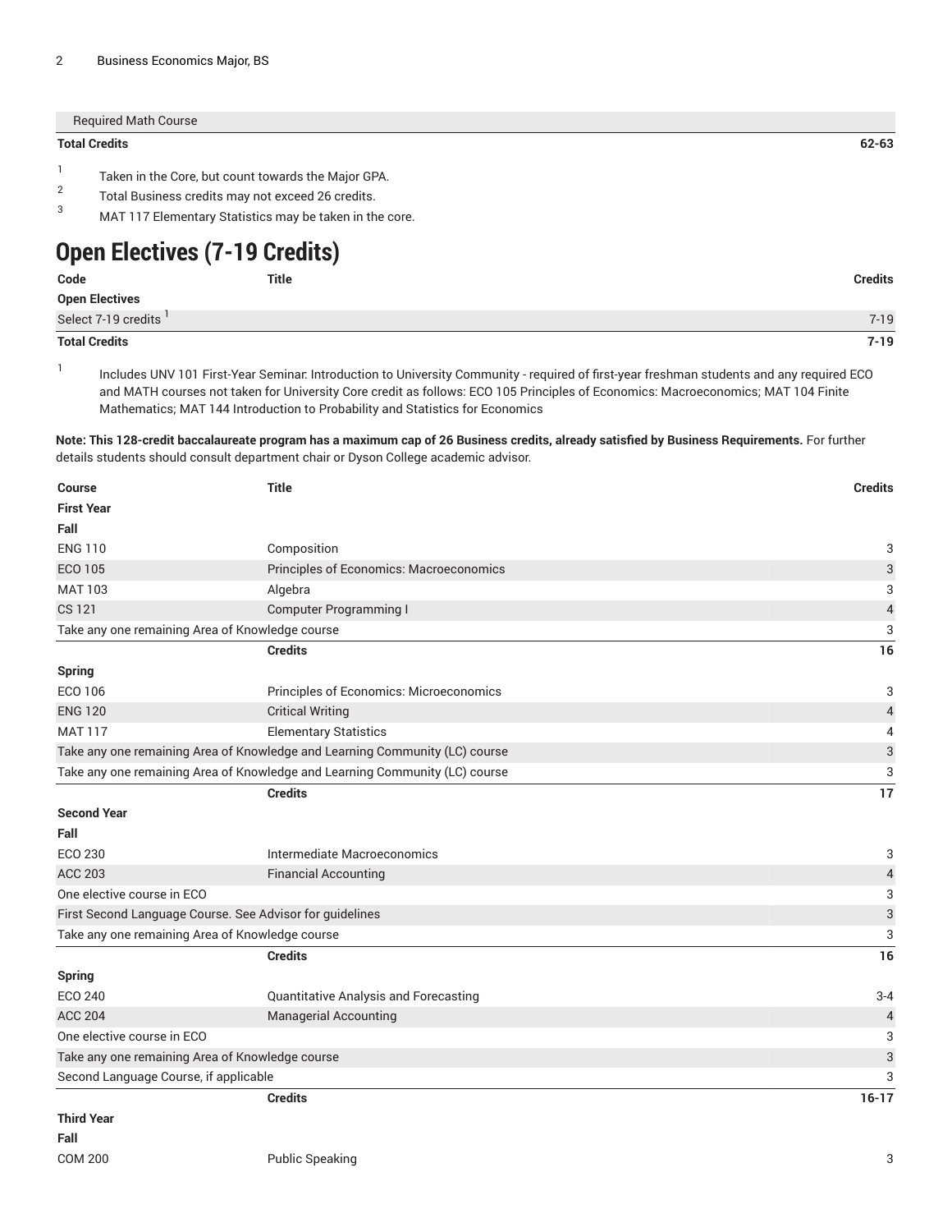| | | |
|---|---|---|
| Required Math Course | | |
| **Total Credits** | | **62-63** |

1. Taken in the Core, but count towards the Major GPA.
2. Total Business credits may not exceed 26 credits.
3. MAT 117 Elementary Statistics may be taken in the core.

## Open Electives (7-19 Credits)

| Code | Title | Credits |
|---|---|---|
| **Open Electives** | | |
| Select 7-19 credits [1] | | 7-19 |
| **Total Credits** | | **7-19** |

1. Includes UNV 101 First-Year Seminar: Introduction to University Community - required of first-year freshman students and any required ECO and MATH courses not taken for University Core credit as follows: ECO 105 Principles of Economics: Macroeconomics; MAT 104 Finite Mathematics; MAT 144 Introduction to Probability and Statistics for Economics

**Note: This 128-credit baccalaureate program has a maximum cap of 26 Business credits, already satisfied by Business Requirements.** For further details students should consult department chair or Dyson College academic advisor.

| Course | Title | Credits |
|---|---|---|
| **First Year** | | |
| **Fall** | | |
| ENG 110 | Composition | 3 |
| ECO 105 | Principles of Economics: Macroeconomics | 3 |
| MAT 103 | Algebra | 3 |
| CS 121 | Computer Programming I | 4 |
| Take any one remaining Area of Knowledge course | | 3 |
| | **Credits** | **16** |
| **Spring** | | |
| ECO 106 | Principles of Economics: Microeconomics | 3 |
| ENG 120 | Critical Writing | 4 |
| MAT 117 | Elementary Statistics | 4 |
| Take any one remaining Area of Knowledge and Learning Community (LC) course | | 3 |
| Take any one remaining Area of Knowledge and Learning Community (LC) course | | 3 |
| | **Credits** | **17** |
| **Second Year** | | |
| **Fall** | | |
| ECO 230 | Intermediate Macroeconomics | 3 |
| ACC 203 | Financial Accounting | 4 |
| One elective course in ECO | | 3 |
| First Second Language Course. See Advisor for guidelines | | 3 |
| Take any one remaining Area of Knowledge course | | 3 |
| | **Credits** | **16** |
| **Spring** | | |
| ECO 240 | Quantitative Analysis and Forecasting | 3-4 |
| ACC 204 | Managerial Accounting | 4 |
| One elective course in ECO | | 3 |
| Take any one remaining Area of Knowledge course | | 3 |
| Second Language Course, if applicable | | 3 |
| | **Credits** | **16-17** |
| **Third Year** | | |
| **Fall** | | |
| COM 200 | Public Speaking | 3 |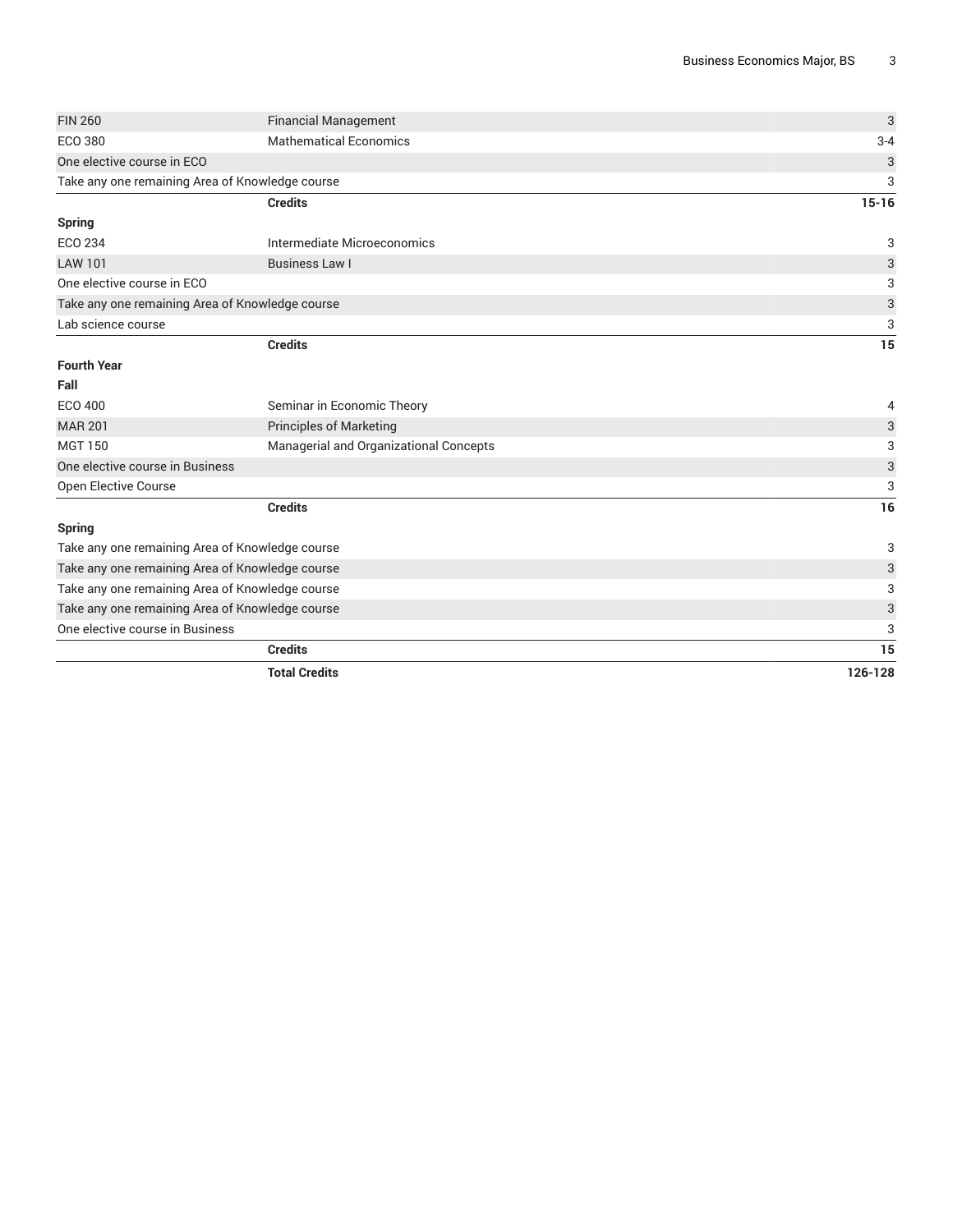| | | |
|---|---|---|
| FIN 260 | Financial Management | 3 |
| ECO 380 | Mathematical Economics | 3-4 |
| One elective course in ECO | | 3 |
| Take any one remaining Area of Knowledge course | | 3 |
| | **Credits** | **15-16** |
| **Spring** | | |
| ECO 234 | Intermediate Microeconomics | 3 |
| LAW 101 | Business Law I | 3 |
| One elective course in ECO | | 3 |
| Take any one remaining Area of Knowledge course | | 3 |
| Lab science course | | 3 |
| | **Credits** | **15** |
| **Fourth Year** | | |
| **Fall** | | |
| ECO 400 | Seminar in Economic Theory | 4 |
| MAR 201 | Principles of Marketing | 3 |
| MGT 150 | Managerial and Organizational Concepts | 3 |
| One elective course in Business | | 3 |
| Open Elective Course | | 3 |
| | **Credits** | **16** |
| **Spring** | | |
| Take any one remaining Area of Knowledge course | | 3 |
| Take any one remaining Area of Knowledge course | | 3 |
| Take any one remaining Area of Knowledge course | | 3 |
| Take any one remaining Area of Knowledge course | | 3 |
| One elective course in Business | | 3 |
| | **Credits** | **15** |
| | **Total Credits** | **126-128** |